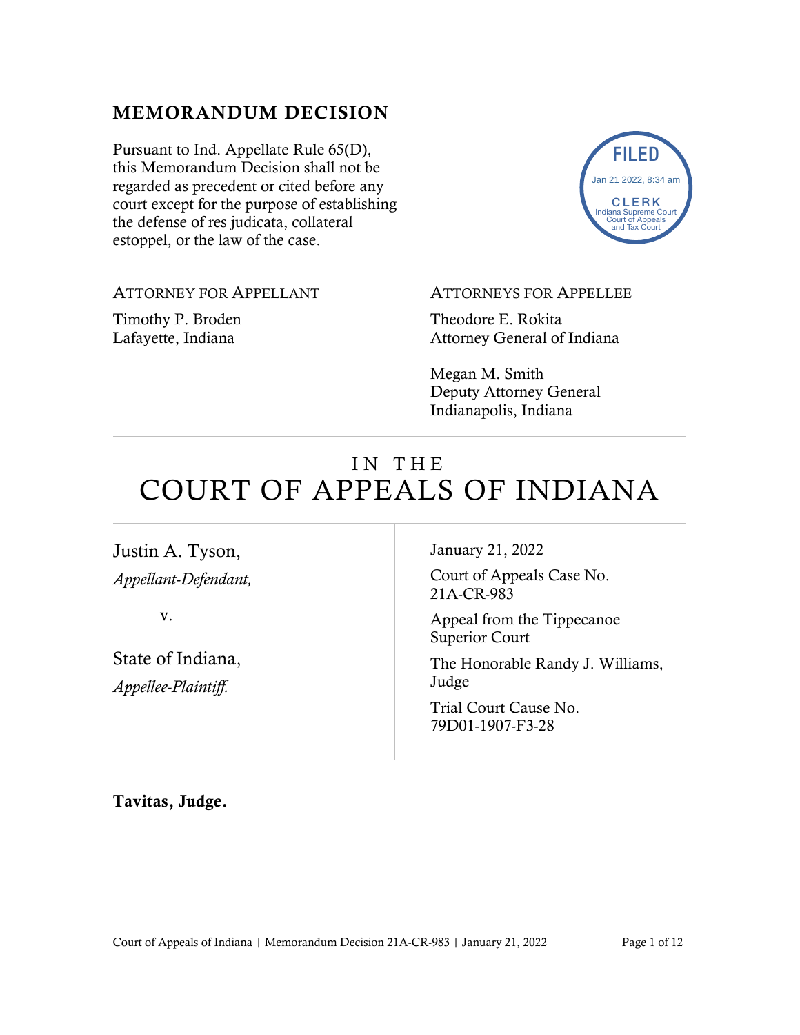## MEMORANDUM DECISION

Pursuant to Ind. Appellate Rule 65(D), this Memorandum Decision shall not be regarded as precedent or cited before any court except for the purpose of establishing the defense of res judicata, collateral estoppel, or the law of the case.

FILED
Jan 21 2022, 8:34 am
CLERK
Indiana Supreme Court
Court of Appeals
and Tax Court

---

ATTORNEY FOR APPELLANT

Timothy P. Broden
Lafayette, Indiana

ATTORNEYS FOR APPELLEE

Theodore E. Rokita
Attorney General of Indiana

Megan M. Smith
Deputy Attorney General
Indianapolis, Indiana

---

# IN THE COURT OF APPEALS OF INDIANA

Justin A. Tyson,
*Appellant-Defendant,*

v.

State of Indiana,
*Appellee-Plaintiff.*

January 21, 2022

Court of Appeals Case No. 21A-CR-983

Appeal from the Tippecanoe Superior Court

The Honorable Randy J. Williams, Judge

Trial Court Cause No. 79D01-1907-F3-28

**Tavitas, Judge.**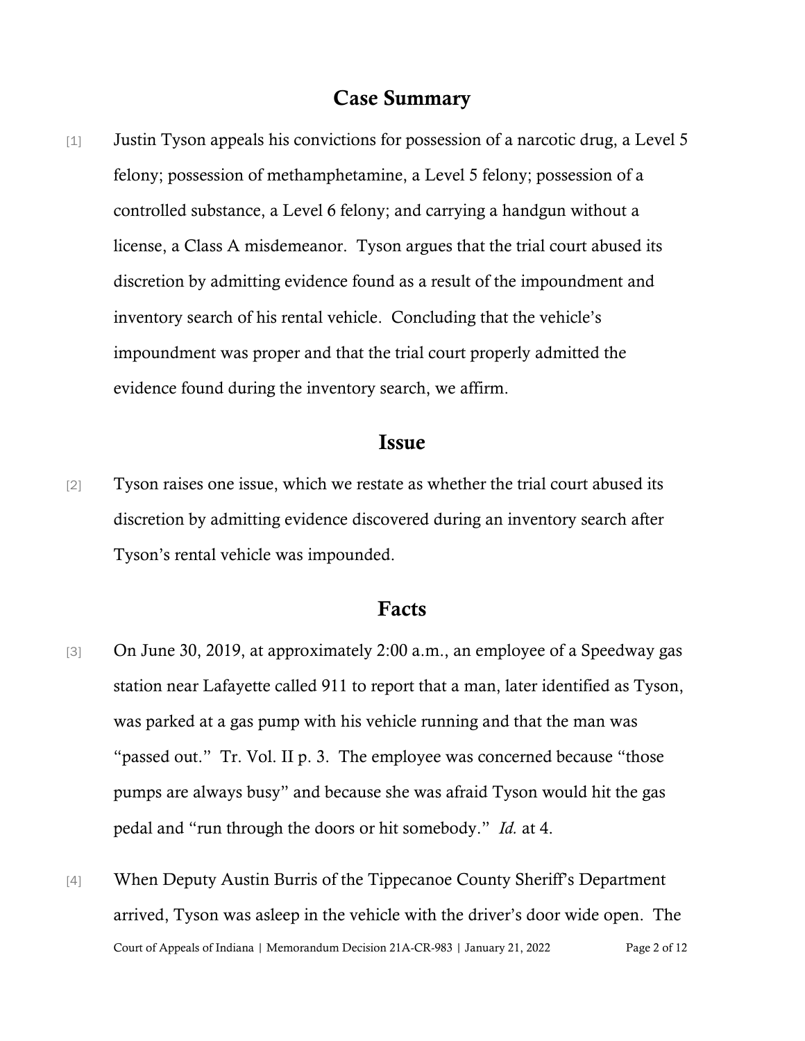## Case Summary

[1] Justin Tyson appeals his convictions for possession of a narcotic drug, a Level 5 felony; possession of methamphetamine, a Level 5 felony; possession of a controlled substance, a Level 6 felony; and carrying a handgun without a license, a Class A misdemeanor. Tyson argues that the trial court abused its discretion by admitting evidence found as a result of the impoundment and inventory search of his rental vehicle. Concluding that the vehicle's impoundment was proper and that the trial court properly admitted the evidence found during the inventory search, we affirm.

## Issue

[2] Tyson raises one issue, which we restate as whether the trial court abused its discretion by admitting evidence discovered during an inventory search after Tyson's rental vehicle was impounded.

## Facts

[3] On June 30, 2019, at approximately 2:00 a.m., an employee of a Speedway gas station near Lafayette called 911 to report that a man, later identified as Tyson, was parked at a gas pump with his vehicle running and that the man was "passed out." Tr. Vol. II p. 3. The employee was concerned because "those pumps are always busy" and because she was afraid Tyson would hit the gas pedal and "run through the doors or hit somebody." *Id.* at 4.

[4] When Deputy Austin Burris of the Tippecanoe County Sheriff's Department arrived, Tyson was asleep in the vehicle with the driver's door wide open. The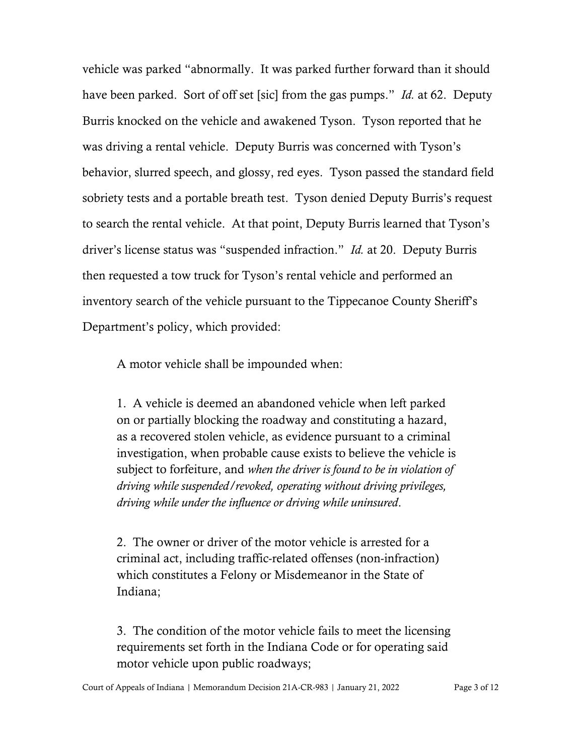vehicle was parked "abnormally. It was parked further forward than it should have been parked. Sort of off set [sic] from the gas pumps." *Id.* at 62. Deputy Burris knocked on the vehicle and awakened Tyson. Tyson reported that he was driving a rental vehicle. Deputy Burris was concerned with Tyson's behavior, slurred speech, and glossy, red eyes. Tyson passed the standard field sobriety tests and a portable breath test. Tyson denied Deputy Burris's request to search the rental vehicle. At that point, Deputy Burris learned that Tyson's driver's license status was "suspended infraction." *Id.* at 20. Deputy Burris then requested a tow truck for Tyson's rental vehicle and performed an inventory search of the vehicle pursuant to the Tippecanoe County Sheriff's Department's policy, which provided:

> A motor vehicle shall be impounded when:
>
> 1. A vehicle is deemed an abandoned vehicle when left parked on or partially blocking the roadway and constituting a hazard, as a recovered stolen vehicle, as evidence pursuant to a criminal investigation, when probable cause exists to believe the vehicle is subject to forfeiture, and *when the driver is found to be in violation of driving while suspended/revoked, operating without driving privileges, driving while under the influence or driving while uninsured*.
>
> 2. The owner or driver of the motor vehicle is arrested for a criminal act, including traffic-related offenses (non-infraction) which constitutes a Felony or Misdemeanor in the State of Indiana;
>
> 3. The condition of the motor vehicle fails to meet the licensing requirements set forth in the Indiana Code or for operating said motor vehicle upon public roadways;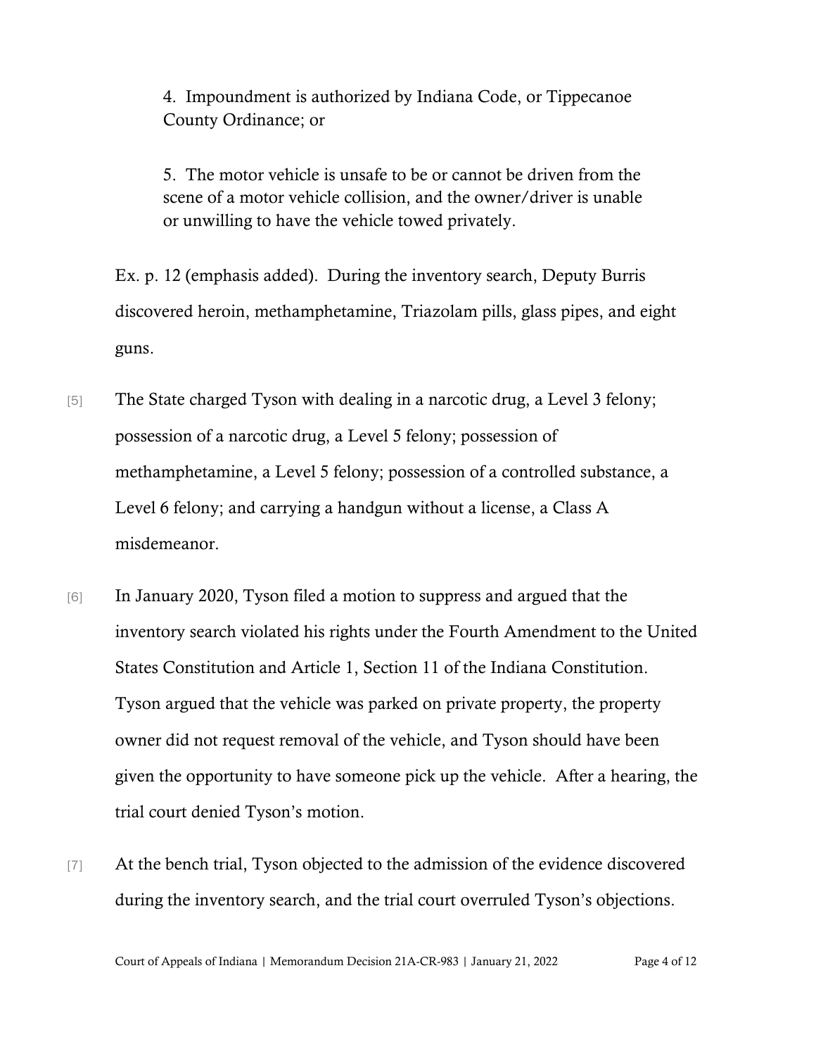> 4. Impoundment is authorized by Indiana Code, or Tippecanoe County Ordinance; or
>
> 5. The motor vehicle is unsafe to be or cannot be driven from the scene of a motor vehicle collision, and the owner/driver is unable or unwilling to have the vehicle towed privately.

Ex. p. 12 (emphasis added). During the inventory search, Deputy Burris discovered heroin, methamphetamine, Triazolam pills, glass pipes, and eight guns.

[5] The State charged Tyson with dealing in a narcotic drug, a Level 3 felony; possession of a narcotic drug, a Level 5 felony; possession of methamphetamine, a Level 5 felony; possession of a controlled substance, a Level 6 felony; and carrying a handgun without a license, a Class A misdemeanor.

[6] In January 2020, Tyson filed a motion to suppress and argued that the inventory search violated his rights under the Fourth Amendment to the United States Constitution and Article 1, Section 11 of the Indiana Constitution. Tyson argued that the vehicle was parked on private property, the property owner did not request removal of the vehicle, and Tyson should have been given the opportunity to have someone pick up the vehicle. After a hearing, the trial court denied Tyson's motion.

[7] At the bench trial, Tyson objected to the admission of the evidence discovered during the inventory search, and the trial court overruled Tyson's objections.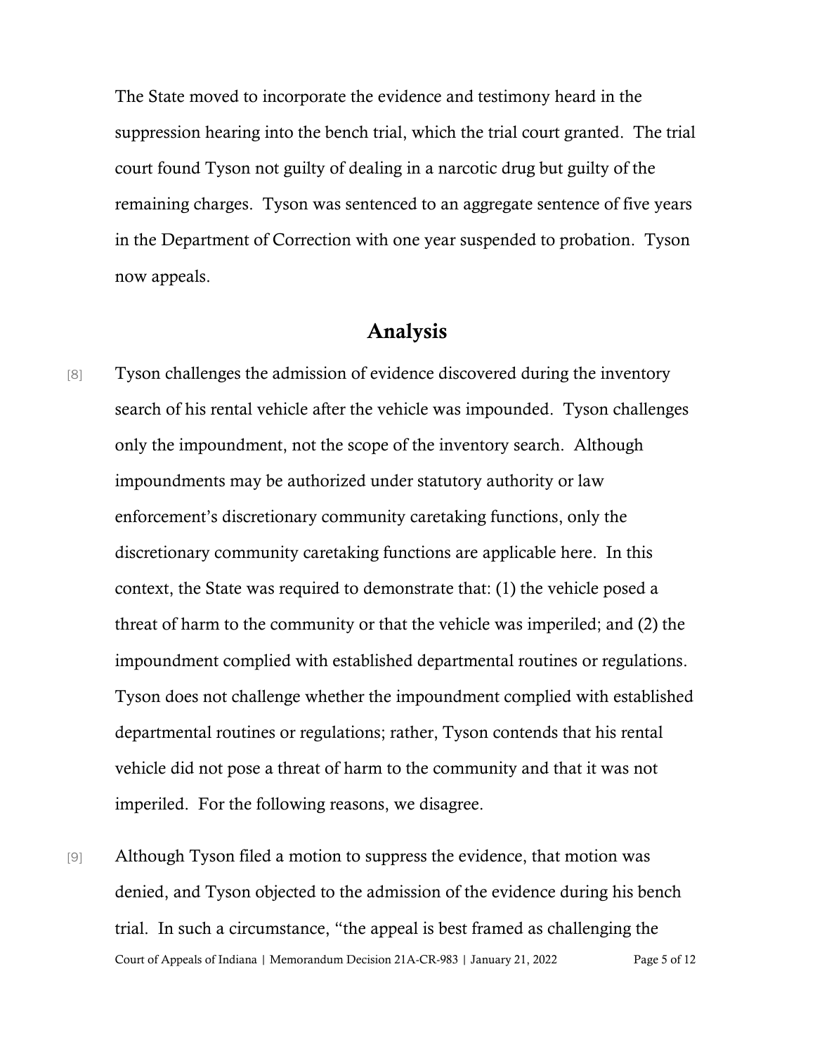The State moved to incorporate the evidence and testimony heard in the suppression hearing into the bench trial, which the trial court granted. The trial court found Tyson not guilty of dealing in a narcotic drug but guilty of the remaining charges. Tyson was sentenced to an aggregate sentence of five years in the Department of Correction with one year suspended to probation. Tyson now appeals.

## Analysis

[8] Tyson challenges the admission of evidence discovered during the inventory search of his rental vehicle after the vehicle was impounded. Tyson challenges only the impoundment, not the scope of the inventory search. Although impoundments may be authorized under statutory authority or law enforcement's discretionary community caretaking functions, only the discretionary community caretaking functions are applicable here. In this context, the State was required to demonstrate that: (1) the vehicle posed a threat of harm to the community or that the vehicle was imperiled; and (2) the impoundment complied with established departmental routines or regulations. Tyson does not challenge whether the impoundment complied with established departmental routines or regulations; rather, Tyson contends that his rental vehicle did not pose a threat of harm to the community and that it was not imperiled. For the following reasons, we disagree.

[9] Although Tyson filed a motion to suppress the evidence, that motion was denied, and Tyson objected to the admission of the evidence during his bench trial. In such a circumstance, "the appeal is best framed as challenging the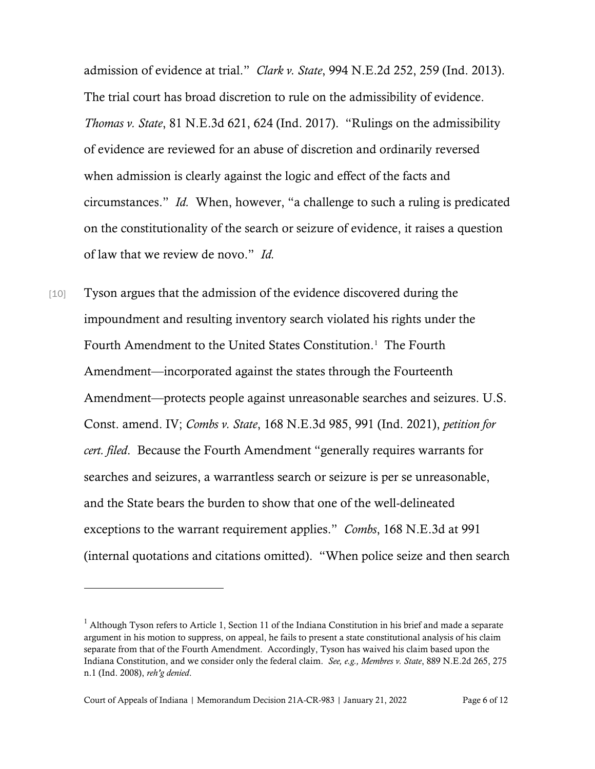admission of evidence at trial." *Clark v. State*, 994 N.E.2d 252, 259 (Ind. 2013). The trial court has broad discretion to rule on the admissibility of evidence. *Thomas v. State*, 81 N.E.3d 621, 624 (Ind. 2017). "Rulings on the admissibility of evidence are reviewed for an abuse of discretion and ordinarily reversed when admission is clearly against the logic and effect of the facts and circumstances." *Id.* When, however, "a challenge to such a ruling is predicated on the constitutionality of the search or seizure of evidence, it raises a question of law that we review de novo." *Id.*

[10] Tyson argues that the admission of the evidence discovered during the impoundment and resulting inventory search violated his rights under the Fourth Amendment to the United States Constitution.[1] The Fourth Amendment—incorporated against the states through the Fourteenth Amendment—protects people against unreasonable searches and seizures. U.S. Const. amend. IV; *Combs v. State*, 168 N.E.3d 985, 991 (Ind. 2021), *petition for cert. filed*. Because the Fourth Amendment "generally requires warrants for searches and seizures, a warrantless search or seizure is per se unreasonable, and the State bears the burden to show that one of the well-delineated exceptions to the warrant requirement applies." *Combs*, 168 N.E.3d at 991 (internal quotations and citations omitted). "When police seize and then search

---

[1] Although Tyson refers to Article 1, Section 11 of the Indiana Constitution in his brief and made a separate argument in his motion to suppress, on appeal, he fails to present a state constitutional analysis of his claim separate from that of the Fourth Amendment. Accordingly, Tyson has waived his claim based upon the Indiana Constitution, and we consider only the federal claim. *See, e.g., Membres v. State*, 889 N.E.2d 265, 275 n.1 (Ind. 2008), *reh'g denied*.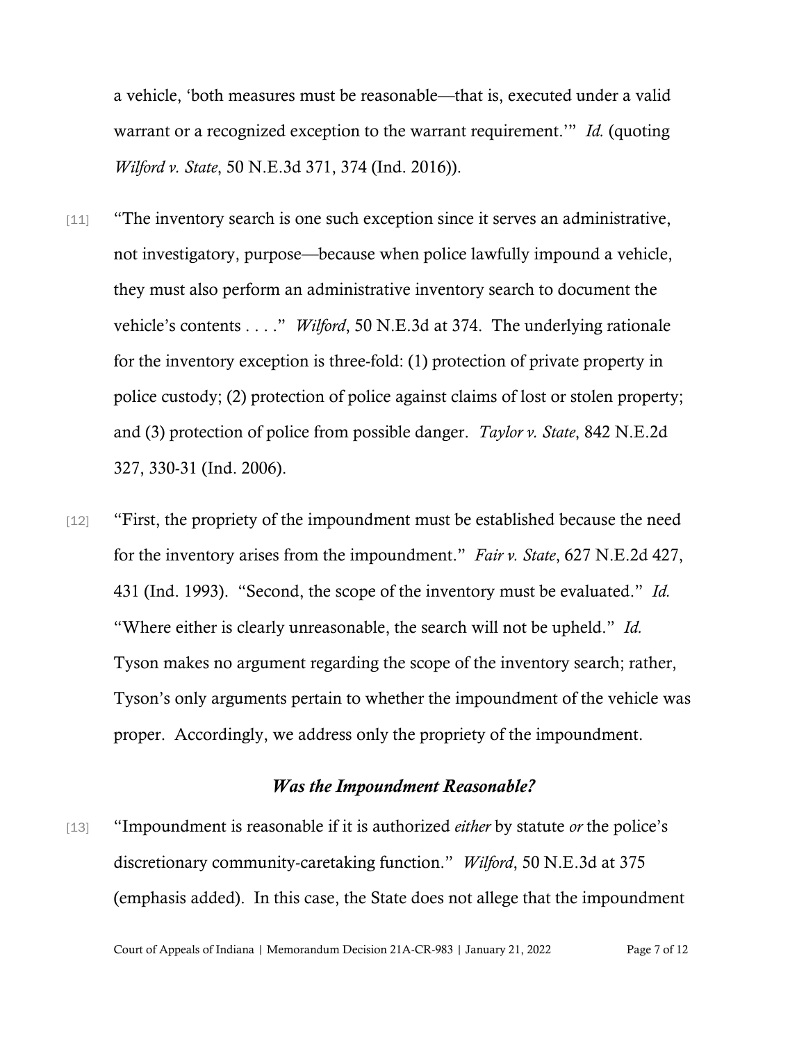a vehicle, 'both measures must be reasonable—that is, executed under a valid warrant or a recognized exception to the warrant requirement.'" *Id.* (quoting *Wilford v. State*, 50 N.E.3d 371, 374 (Ind. 2016)).

[11] "The inventory search is one such exception since it serves an administrative, not investigatory, purpose—because when police lawfully impound a vehicle, they must also perform an administrative inventory search to document the vehicle's contents . . . ." *Wilford*, 50 N.E.3d at 374. The underlying rationale for the inventory exception is three-fold: (1) protection of private property in police custody; (2) protection of police against claims of lost or stolen property; and (3) protection of police from possible danger. *Taylor v. State*, 842 N.E.2d 327, 330-31 (Ind. 2006).

[12] "First, the propriety of the impoundment must be established because the need for the inventory arises from the impoundment." *Fair v. State*, 627 N.E.2d 427, 431 (Ind. 1993). "Second, the scope of the inventory must be evaluated." *Id.* "Where either is clearly unreasonable, the search will not be upheld." *Id.* Tyson makes no argument regarding the scope of the inventory search; rather, Tyson's only arguments pertain to whether the impoundment of the vehicle was proper. Accordingly, we address only the propriety of the impoundment.

### *Was the Impoundment Reasonable?*

[13] "Impoundment is reasonable if it is authorized *either* by statute *or* the police's discretionary community-caretaking function." *Wilford*, 50 N.E.3d at 375 (emphasis added). In this case, the State does not allege that the impoundment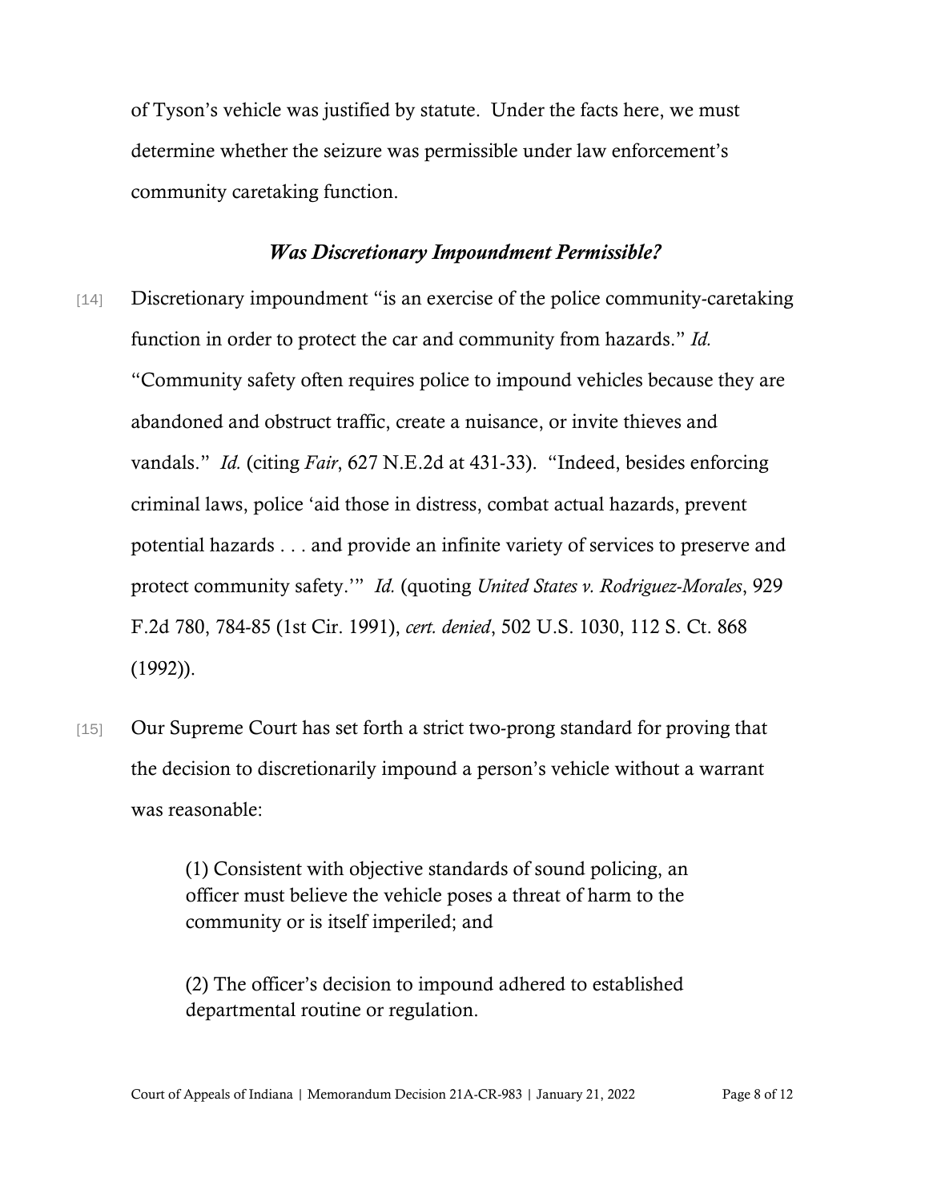of Tyson's vehicle was justified by statute. Under the facts here, we must determine whether the seizure was permissible under law enforcement's community caretaking function.

### *Was Discretionary Impoundment Permissible?*

[14] Discretionary impoundment "is an exercise of the police community-caretaking function in order to protect the car and community from hazards." *Id.* "Community safety often requires police to impound vehicles because they are abandoned and obstruct traffic, create a nuisance, or invite thieves and vandals." *Id.* (citing *Fair*, 627 N.E.2d at 431-33). "Indeed, besides enforcing criminal laws, police 'aid those in distress, combat actual hazards, prevent potential hazards . . . and provide an infinite variety of services to preserve and protect community safety.'" *Id.* (quoting *United States v. Rodriguez-Morales*, 929 F.2d 780, 784-85 (1st Cir. 1991), *cert. denied*, 502 U.S. 1030, 112 S. Ct. 868 (1992)).

[15] Our Supreme Court has set forth a strict two-prong standard for proving that the decision to discretionarily impound a person's vehicle without a warrant was reasonable:

> (1) Consistent with objective standards of sound policing, an officer must believe the vehicle poses a threat of harm to the community or is itself imperiled; and
>
> (2) The officer's decision to impound adhered to established departmental routine or regulation.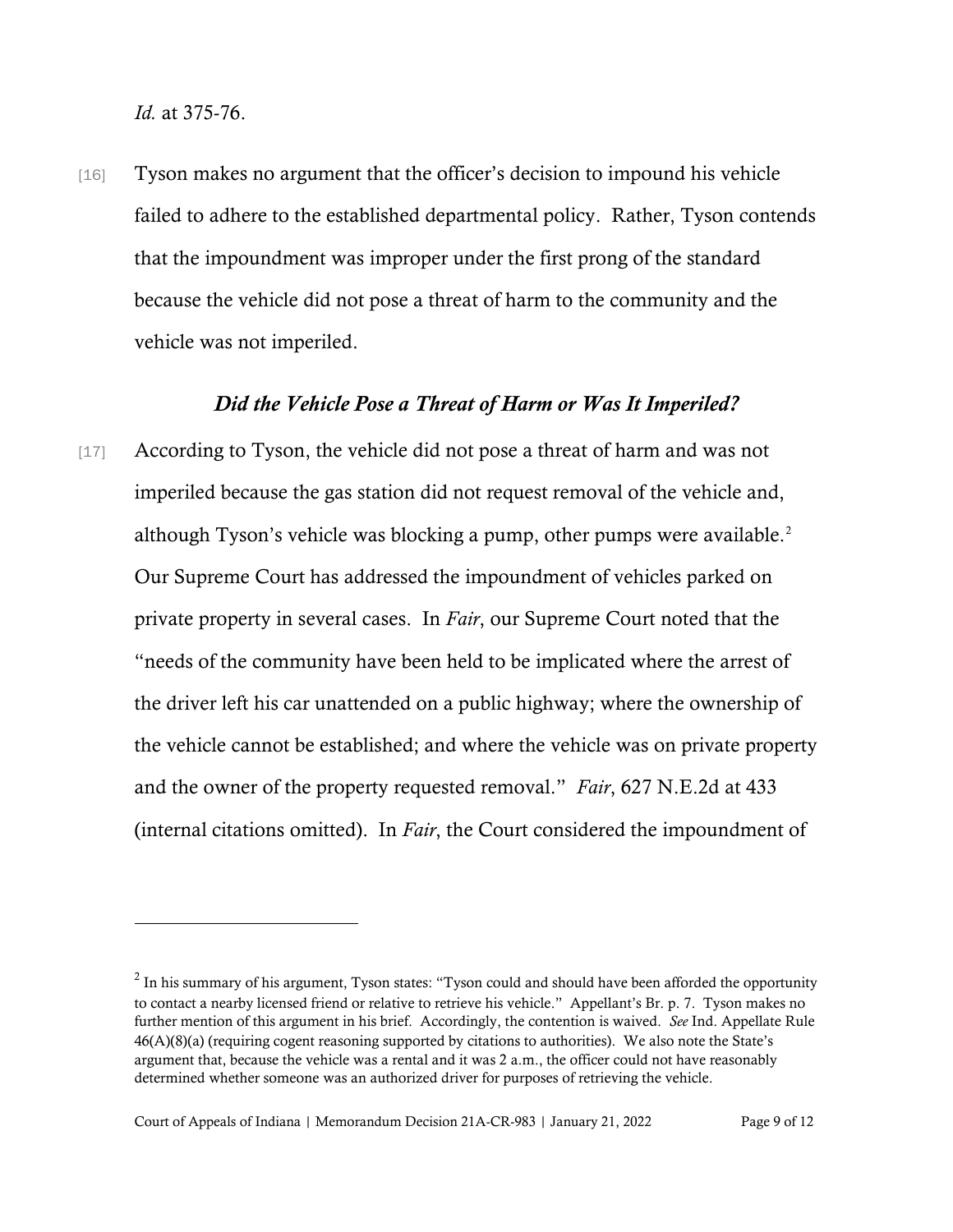*Id.* at 375-76.

[16] Tyson makes no argument that the officer's decision to impound his vehicle failed to adhere to the established departmental policy. Rather, Tyson contends that the impoundment was improper under the first prong of the standard because the vehicle did not pose a threat of harm to the community and the vehicle was not imperiled.

### *Did the Vehicle Pose a Threat of Harm or Was It Imperiled?*

[17] According to Tyson, the vehicle did not pose a threat of harm and was not imperiled because the gas station did not request removal of the vehicle and, although Tyson's vehicle was blocking a pump, other pumps were available.[2] Our Supreme Court has addressed the impoundment of vehicles parked on private property in several cases. In *Fair*, our Supreme Court noted that the "needs of the community have been held to be implicated where the arrest of the driver left his car unattended on a public highway; where the ownership of the vehicle cannot be established; and where the vehicle was on private property and the owner of the property requested removal." *Fair*, 627 N.E.2d at 433 (internal citations omitted). In *Fair*, the Court considered the impoundment of

---

[2] In his summary of his argument, Tyson states: "Tyson could and should have been afforded the opportunity to contact a nearby licensed friend or relative to retrieve his vehicle." Appellant's Br. p. 7. Tyson makes no further mention of this argument in his brief. Accordingly, the contention is waived. *See* Ind. Appellate Rule 46(A)(8)(a) (requiring cogent reasoning supported by citations to authorities). We also note the State's argument that, because the vehicle was a rental and it was 2 a.m., the officer could not have reasonably determined whether someone was an authorized driver for purposes of retrieving the vehicle.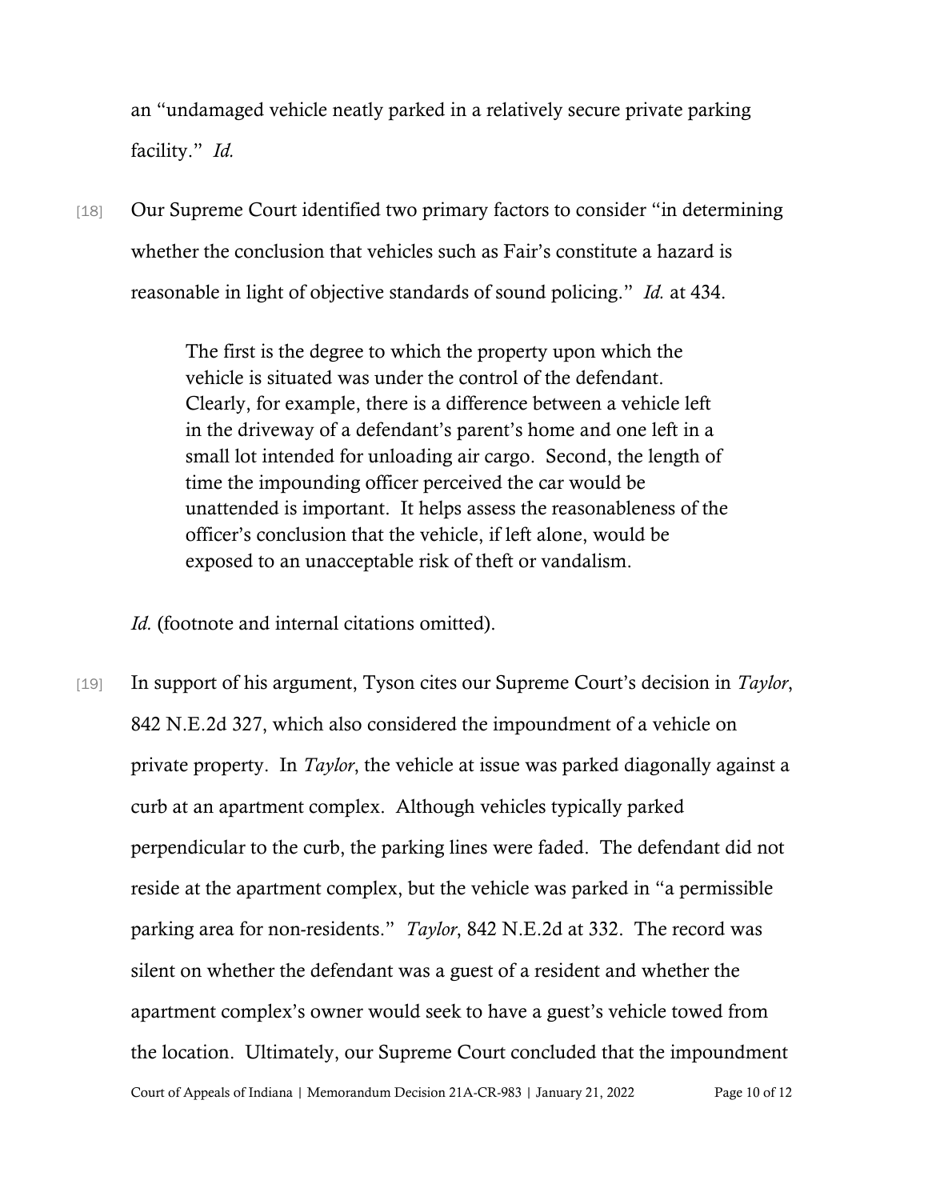an "undamaged vehicle neatly parked in a relatively secure private parking facility." *Id.*

[18] Our Supreme Court identified two primary factors to consider "in determining whether the conclusion that vehicles such as Fair's constitute a hazard is reasonable in light of objective standards of sound policing." *Id.* at 434.

> The first is the degree to which the property upon which the vehicle is situated was under the control of the defendant. Clearly, for example, there is a difference between a vehicle left in the driveway of a defendant's parent's home and one left in a small lot intended for unloading air cargo. Second, the length of time the impounding officer perceived the car would be unattended is important. It helps assess the reasonableness of the officer's conclusion that the vehicle, if left alone, would be exposed to an unacceptable risk of theft or vandalism.

*Id.* (footnote and internal citations omitted).

[19] In support of his argument, Tyson cites our Supreme Court's decision in *Taylor*, 842 N.E.2d 327, which also considered the impoundment of a vehicle on private property. In *Taylor*, the vehicle at issue was parked diagonally against a curb at an apartment complex. Although vehicles typically parked perpendicular to the curb, the parking lines were faded. The defendant did not reside at the apartment complex, but the vehicle was parked in "a permissible parking area for non-residents." *Taylor*, 842 N.E.2d at 332. The record was silent on whether the defendant was a guest of a resident and whether the apartment complex's owner would seek to have a guest's vehicle towed from the location. Ultimately, our Supreme Court concluded that the impoundment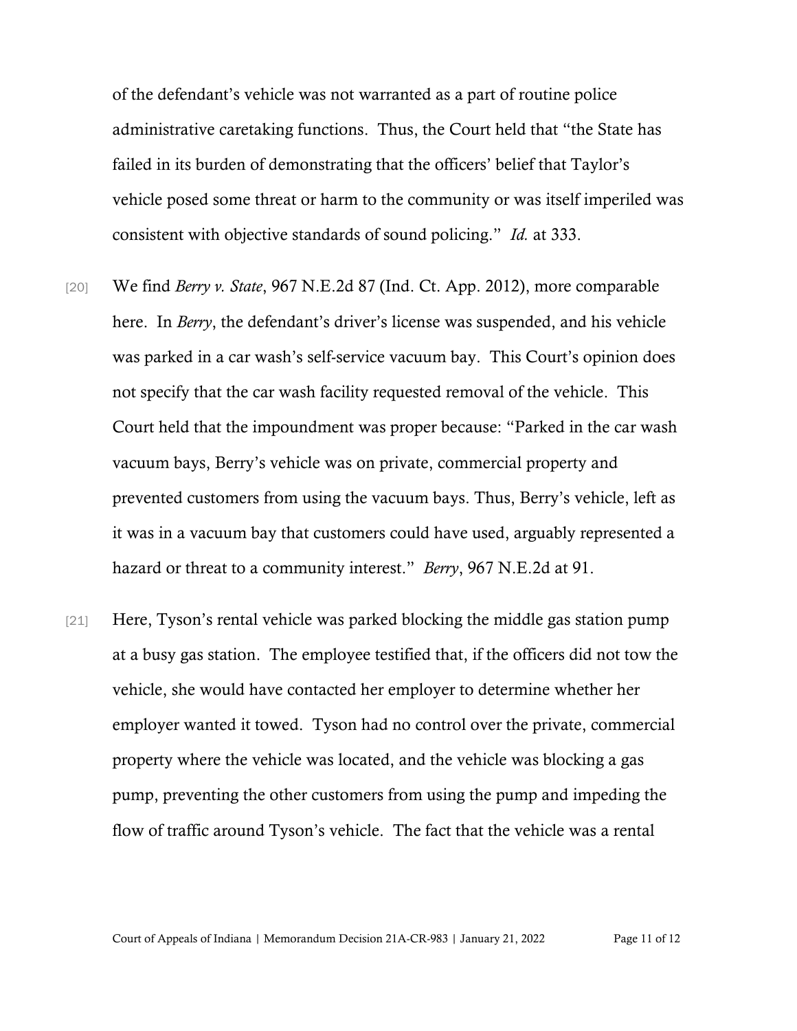of the defendant's vehicle was not warranted as a part of routine police administrative caretaking functions. Thus, the Court held that "the State has failed in its burden of demonstrating that the officers' belief that Taylor's vehicle posed some threat or harm to the community or was itself imperiled was consistent with objective standards of sound policing." *Id.* at 333.

[20] We find *Berry v. State*, 967 N.E.2d 87 (Ind. Ct. App. 2012), more comparable here. In *Berry*, the defendant's driver's license was suspended, and his vehicle was parked in a car wash's self-service vacuum bay. This Court's opinion does not specify that the car wash facility requested removal of the vehicle. This Court held that the impoundment was proper because: "Parked in the car wash vacuum bays, Berry's vehicle was on private, commercial property and prevented customers from using the vacuum bays. Thus, Berry's vehicle, left as it was in a vacuum bay that customers could have used, arguably represented a hazard or threat to a community interest." *Berry*, 967 N.E.2d at 91.

[21] Here, Tyson's rental vehicle was parked blocking the middle gas station pump at a busy gas station. The employee testified that, if the officers did not tow the vehicle, she would have contacted her employer to determine whether her employer wanted it towed. Tyson had no control over the private, commercial property where the vehicle was located, and the vehicle was blocking a gas pump, preventing the other customers from using the pump and impeding the flow of traffic around Tyson's vehicle. The fact that the vehicle was a rental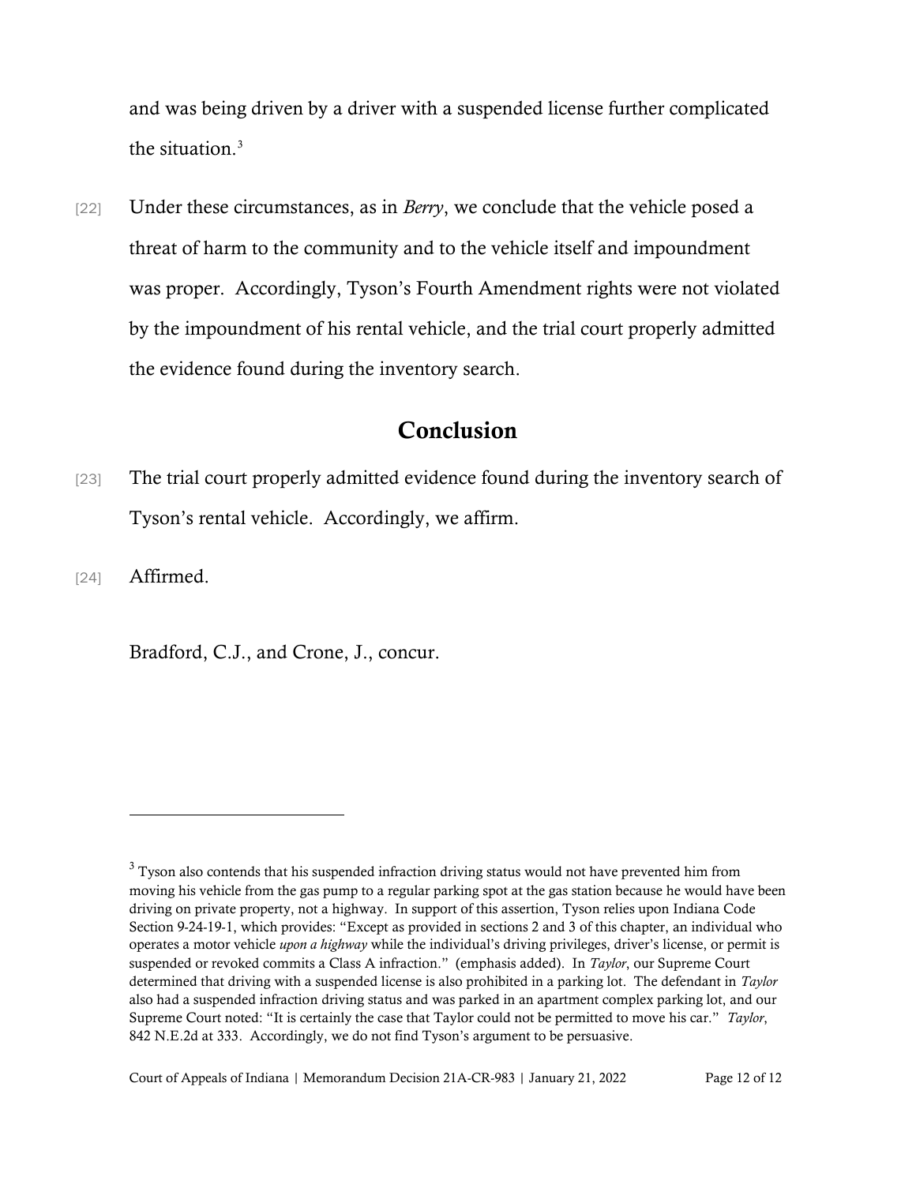and was being driven by a driver with a suspended license further complicated the situation.[3]

[22] Under these circumstances, as in *Berry*, we conclude that the vehicle posed a threat of harm to the community and to the vehicle itself and impoundment was proper. Accordingly, Tyson's Fourth Amendment rights were not violated by the impoundment of his rental vehicle, and the trial court properly admitted the evidence found during the inventory search.

## Conclusion

[23] The trial court properly admitted evidence found during the inventory search of Tyson's rental vehicle. Accordingly, we affirm.

[24] Affirmed.

Bradford, C.J., and Crone, J., concur.

---

[3] Tyson also contends that his suspended infraction driving status would not have prevented him from moving his vehicle from the gas pump to a regular parking spot at the gas station because he would have been driving on private property, not a highway. In support of this assertion, Tyson relies upon Indiana Code Section 9-24-19-1, which provides: "Except as provided in sections 2 and 3 of this chapter, an individual who operates a motor vehicle *upon a highway* while the individual's driving privileges, driver's license, or permit is suspended or revoked commits a Class A infraction." (emphasis added). In *Taylor*, our Supreme Court determined that driving with a suspended license is also prohibited in a parking lot. The defendant in *Taylor* also had a suspended infraction driving status and was parked in an apartment complex parking lot, and our Supreme Court noted: "It is certainly the case that Taylor could not be permitted to move his car." *Taylor*, 842 N.E.2d at 333. Accordingly, we do not find Tyson's argument to be persuasive.